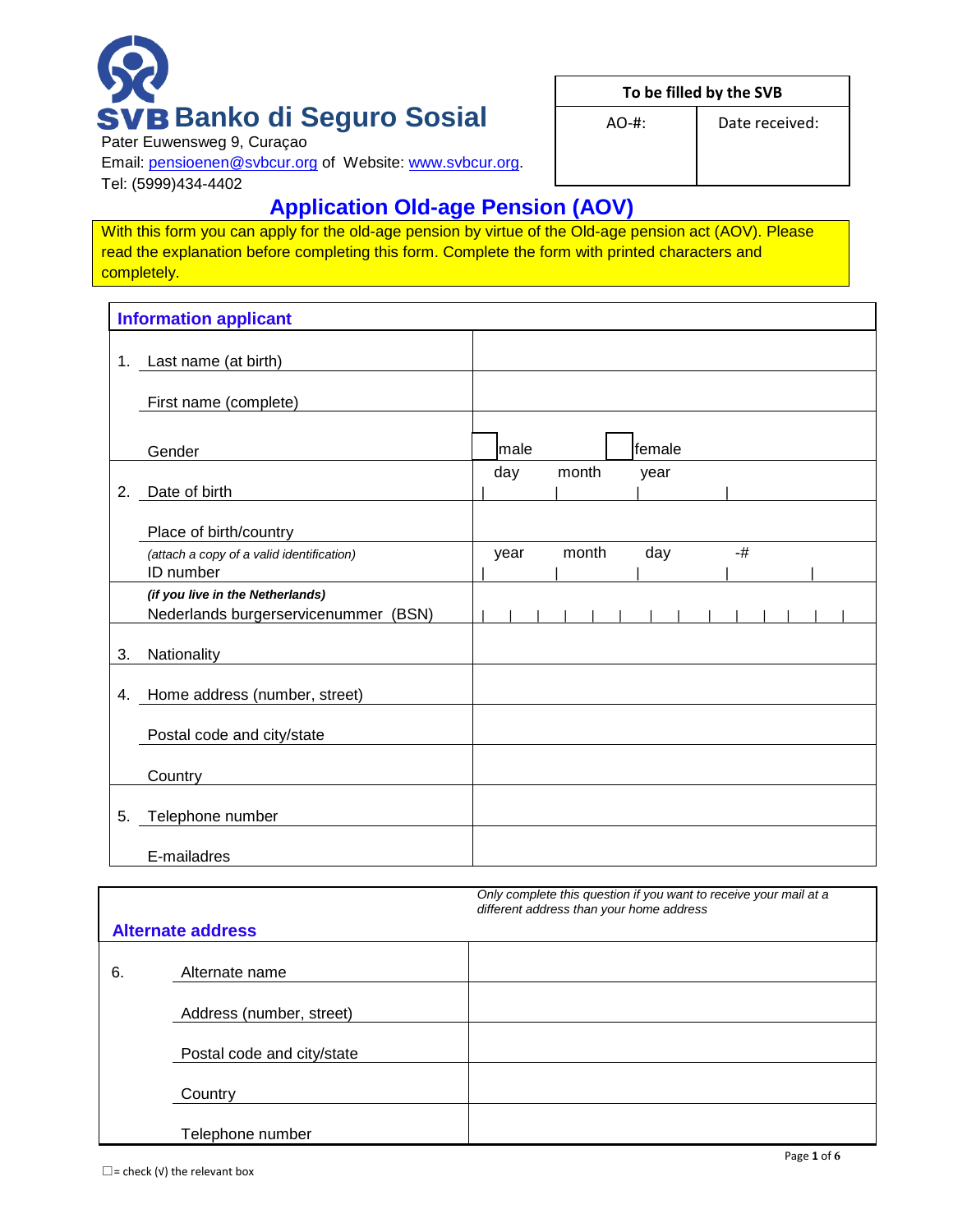# SVB Banko di Seguro Sosial

Pater Euwensweg 9, Curaçao
Email: pensioenen@svbcur.org of Website: www.svbcur.org.
Tel: (5999)434-4402

| To be filled by the SVB | |
|---|---|
| AO-#: | Date received: |

## Application Old-age Pension (AOV)

With this form you can apply for the old-age pension by virtue of the Old-age pension act (AOV). Please read the explanation before completing this form. Complete the form with printed characters and completely.

### Information applicant

| | |
|---|---|
| 1. Last name (at birth) | |
| First name (complete) | |
| Gender | ☐ male ☐ female |
| 2. Date of birth | day \| month \| year |
| Place of birth/country | |
| *(attach a copy of a valid identification)* ID number | year \| month \| day \| -# |
| ***(if you live in the Netherlands)*** Nederlands burgerservicenummer (BSN) | \| \| \| \| \| \| \| \| \| \| \| \| \| \| |
| 3. Nationality | |
| 4. Home address (number, street) | |
| Postal code and city/state | |
| Country | |
| 5. Telephone number | |
| E-mailadres | |

### Alternate address

*Only complete this question if you want to receive your mail at a different address than your home address*

| | |
|---|---|
| 6. Alternate name | |
| Address (number, street) | |
| Postal code and city/state | |
| Country | |
| Telephone number | |

☐= check (√) the relevant box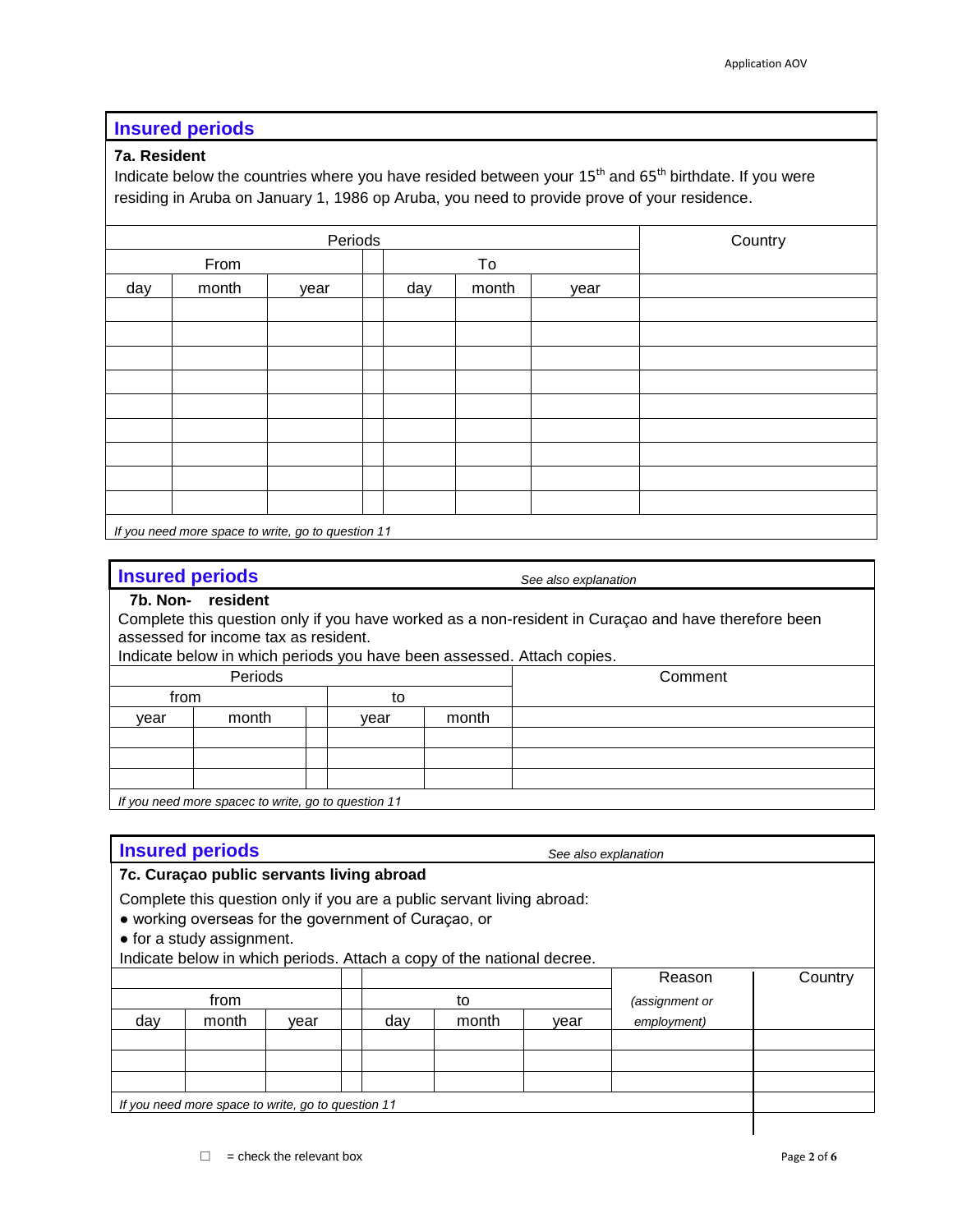## Insured periods

### 7a. Resident

Indicate below the countries where you have resided between your 15th and 65th birthdate. If you were residing in Aruba on January 1, 1986 op Aruba, you need to provide prove of your residence.

| Periods | | | | | | | Country |
|---|---|---|---|---|---|---|---|
| From | | | | To | | | |
| day | month | year | | day | month | year | |
| | | | | | | | |
| | | | | | | | |
| | | | | | | | |
| | | | | | | | |
| | | | | | | | |
| | | | | | | | |
| | | | | | | | |
| | | | | | | | |
| | | | | | | | |

*If you need more space to write, go to question 11*

## Insured periods

*See also explanation*

### 7b. Non- resident

Complete this question only if you have worked as a non-resident in Curaçao and have therefore been assessed for income tax as resident.

Indicate below in which periods you have been assessed. Attach copies.

| Periods | | | | | Comment |
|---|---|---|---|---|---|
| from | | | to | | |
| year | month | | year | month | |
| | | | | | |
| | | | | | |
| | | | | | |

*If you need more spacec to write, go to question 11*

## Insured periods

*See also explanation*

### 7c. Curaçao public servants living abroad

Complete this question only if you are a public servant living abroad:

- working overseas for the government of Curaçao, or
- for a study assignment.

Indicate below in which periods. Attach a copy of the national decree.

| from | | | | to | | | Reason *(assignment or employment)* | Country |
|---|---|---|---|---|---|---|---|---|
| day | month | year | | day | month | year | | |
| | | | | | | | | |
| | | | | | | | | |
| | | | | | | | | |

*If you need more space to write, go to question 11*

☐ = check the relevant box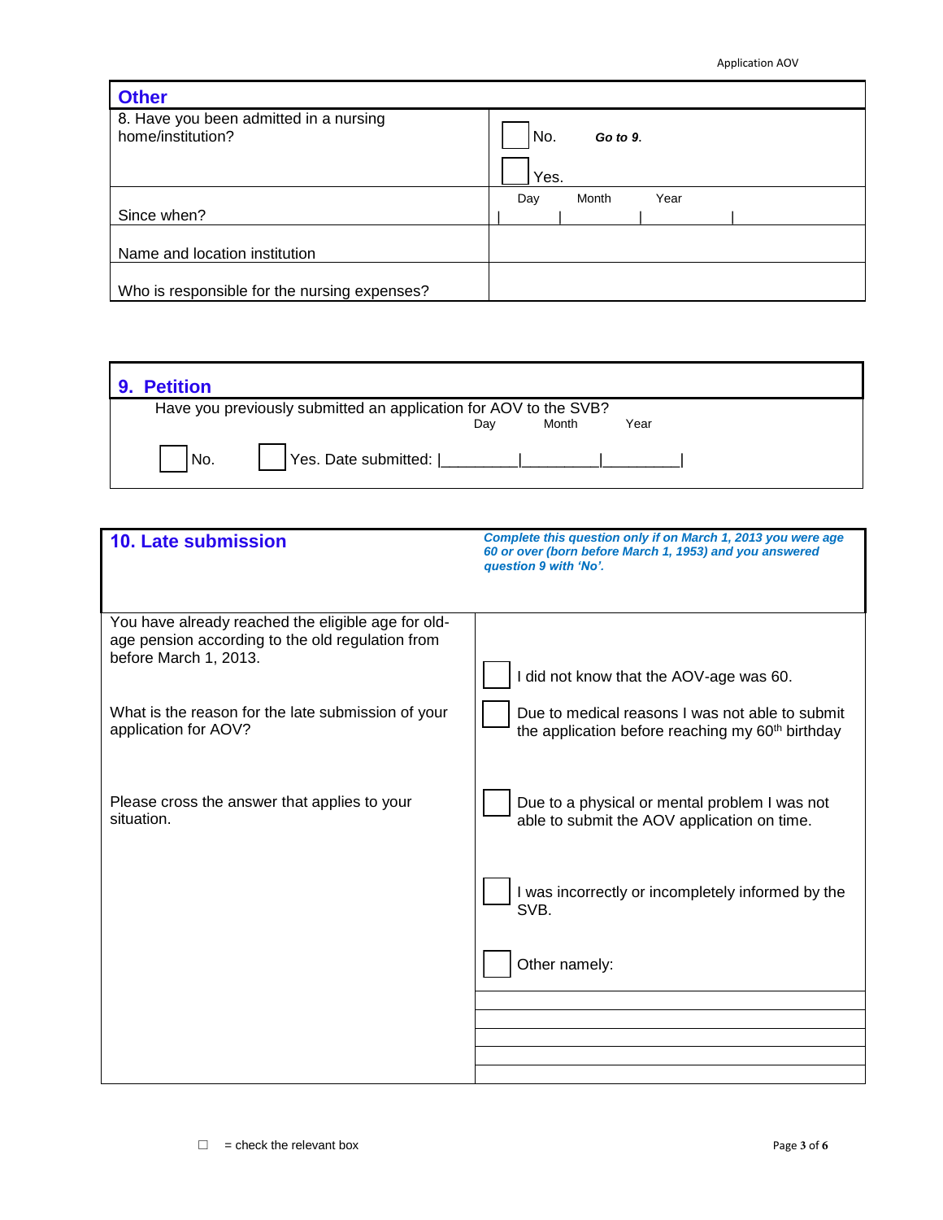## Other

| 8. Have you been admitted in a nursing home/institution? | ☐ No. ***Go to 9.*** <br> ☐ Yes. |
|---|---|
| Since when? | Day \| Month \| Year |
| Name and location institution | |
| Who is responsible for the nursing expenses? | |

## 9. Petition

Have you previously submitted an application for AOV to the SVB?

☐ No. ☐ Yes. Date submitted: |_________|_________|_________| (Day / Month / Year)

## 10. Late submission

***Complete this question only if on March 1, 2013 you were age 60 or over (born before March 1, 1953) and you answered question 9 with 'No'.***

| | |
|---|---|
| You have already reached the eligible age for old-age pension according to the old regulation from before March 1, 2013.<br><br>What is the reason for the late submission of your application for AOV?<br><br>Please cross the answer that applies to your situation. | ☐ I did not know that the AOV-age was 60.<br>☐ Due to medical reasons I was not able to submit the application before reaching my 60th birthday<br>☐ Due to a physical or mental problem I was not able to submit the AOV application on time.<br>☐ I was incorrectly or incompletely informed by the SVB.<br>☐ Other namely: |
| | |
| | |
| | |
| | |
| | |

☐ = check the relevant box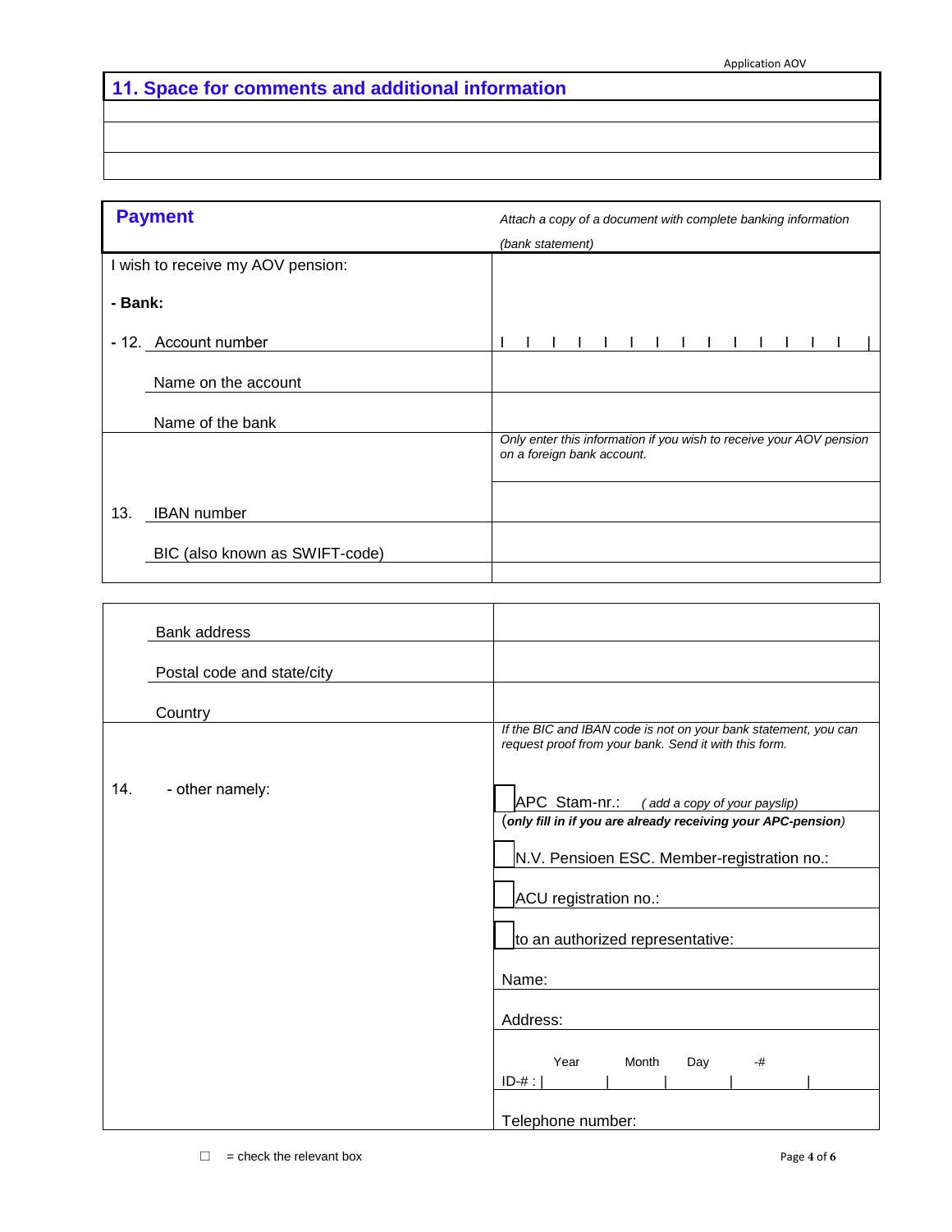## 11. Space for comments and additional information

| |
|---|
| |
| |
| |

| **Payment** | *Attach a copy of a document with complete banking information (bank statement)* |
|---|---|
| I wish to receive my AOV pension: | |
| **- Bank:** | |
| - 12. Account number | &#124; &#124; &#124; &#124; &#124; &#124; &#124; &#124; &#124; &#124; &#124; &#124; &#124; &#124; &#124; |
| Name on the account | |
| Name of the bank | |
| | *Only enter this information if you wish to receive your AOV pension on a foreign bank account.* |
| 13. IBAN number | |
| BIC (also known as SWIFT-code) | |

| | |
|---|---|
| Bank address | |
| Postal code and state/city | |
| Country | |
| | *If the BIC and IBAN code is not on your bank statement, you can request proof from your bank. Send it with this form.* |
| 14. - other namely: | ☐ APC Stam-nr.: *( add a copy of your payslip)* |
| | (***only fill in if you are already receiving your APC-pension***) |
| | ☐ N.V. Pensioen ESC. Member-registration no.: |
| | ☐ ACU registration no.: |
| | ☐ to an authorized representative: |
| | Name: |
| | Address: |
| | ID-# : Year &#124; Month &#124; Day &#124; -# &#124; |
| | Telephone number: |

☐ = check the relevant box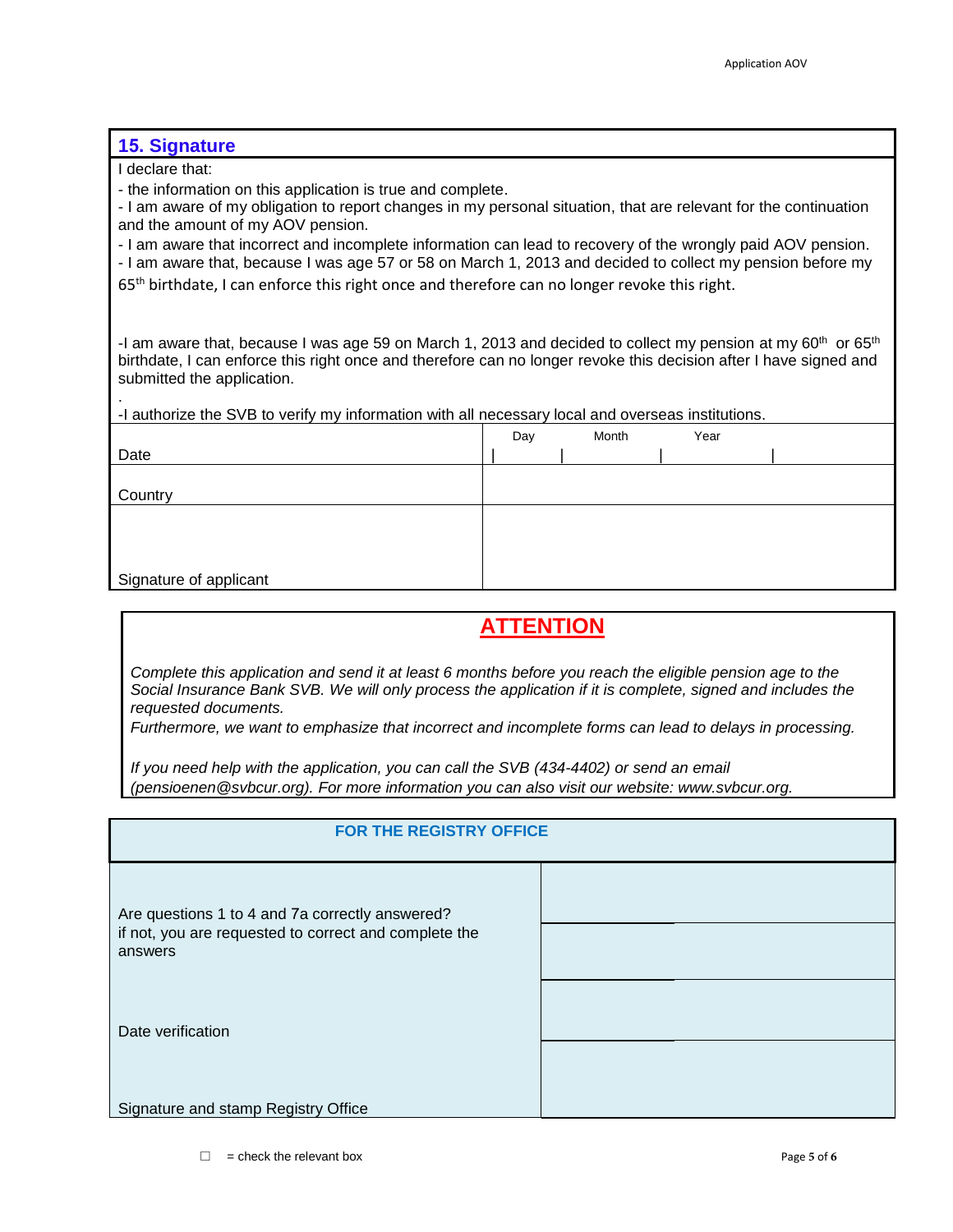## 15. Signature

I declare that:

- the information on this application is true and complete.
- I am aware of my obligation to report changes in my personal situation, that are relevant for the continuation and the amount of my AOV pension.
- I am aware that incorrect and incomplete information can lead to recovery of the wrongly paid AOV pension.
- I am aware that, because I was age 57 or 58 on March 1, 2013 and decided to collect my pension before my 65th birthdate, I can enforce this right once and therefore can no longer revoke this right.

-I am aware that, because I was age 59 on March 1, 2013 and decided to collect my pension at my 60th or 65th birthdate, I can enforce this right once and therefore can no longer revoke this decision after I have signed and submitted the application.

.

-I authorize the SVB to verify my information with all necessary local and overseas institutions.

| | Day | Month | Year |
|---|---|---|---|
| Date | | | |
| Country | | | |
| Signature of applicant | | | |

## ATTENTION

*Complete this application and send it at least 6 months before you reach the eligible pension age to the Social Insurance Bank SVB. We will only process the application if it is complete, signed and includes the requested documents.*

*Furthermore, we want to emphasize that incorrect and incomplete forms can lead to delays in processing.*

*If you need help with the application, you can call the SVB (434-4402) or send an email (pensioenen@svbcur.org). For more information you can also visit our website: www.svbcur.org.*

| FOR THE REGISTRY OFFICE | |
|---|---|
| Are questions 1 to 4 and 7a correctly answered? if not, you are requested to correct and complete the answers | |
| Date verification | |
| Signature and stamp Registry Office | |

☐ = check the relevant box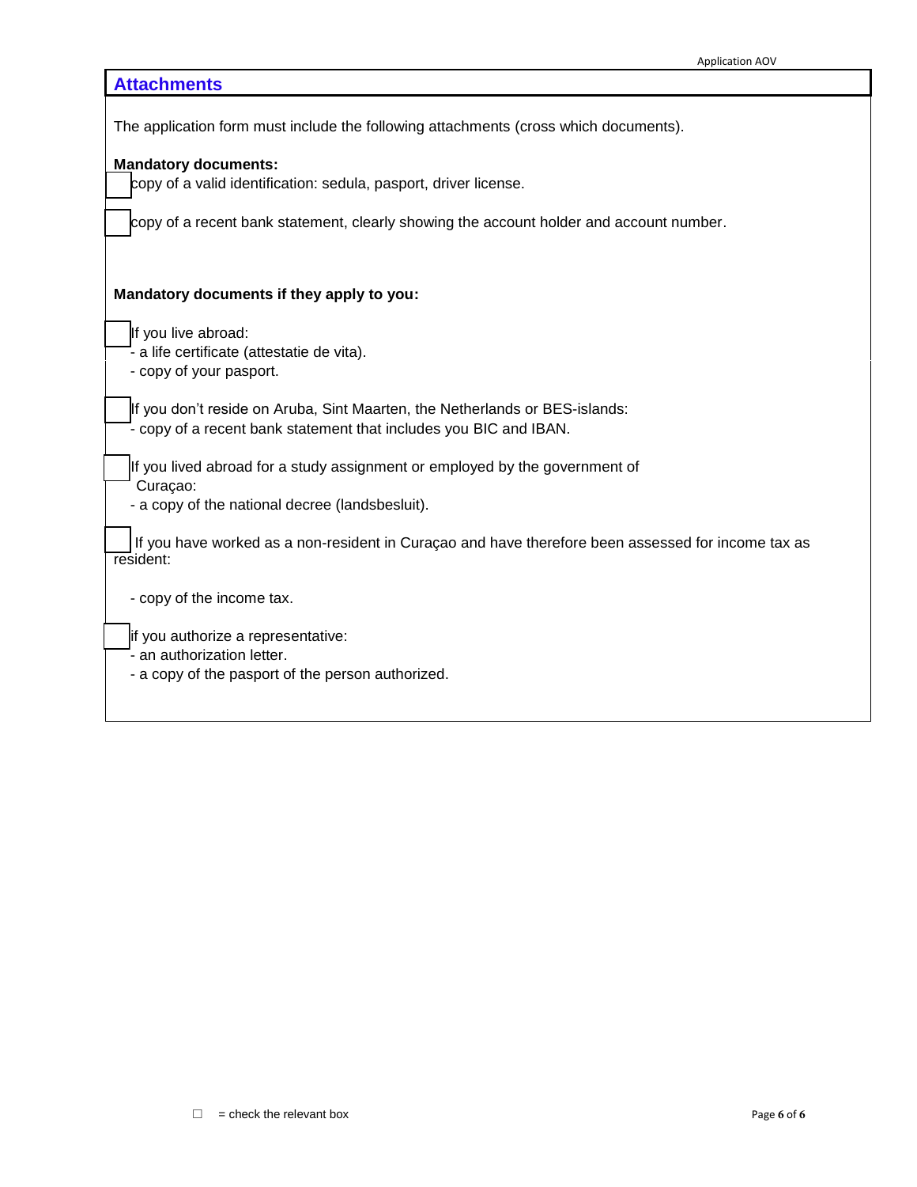## Attachments

The application form must include the following attachments (cross which documents).

**Mandatory documents:**

- ☐ copy of a valid identification: sedula, pasport, driver license.
- ☐ copy of a recent bank statement, clearly showing the account holder and account number.

**Mandatory documents if they apply to you:**

☐ If you live abroad:
- a life certificate (attestatie de vita).
- copy of your pasport.

☐ If you don't reside on Aruba, Sint Maarten, the Netherlands or BES-islands:
- copy of a recent bank statement that includes you BIC and IBAN.

☐ If you lived abroad for a study assignment or employed by the government of Curaçao:
- a copy of the national decree (landsbesluit).

☐ If you have worked as a non-resident in Curaçao and have therefore been assessed for income tax as resident:
- copy of the income tax.

☐ if you authorize a representative:
- an authorization letter.
- a copy of the pasport of the person authorized.

☐ = check the relevant box